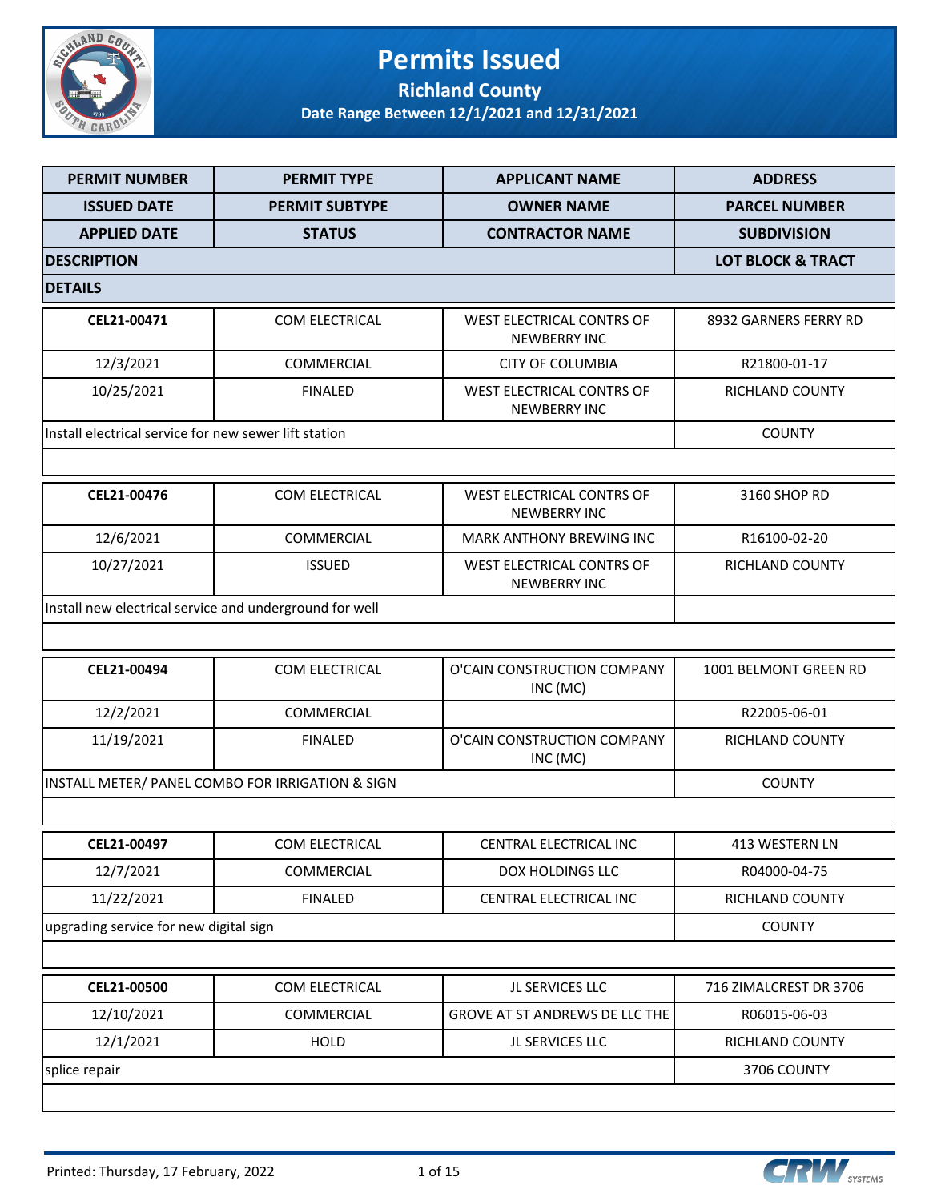# Permits Issued

## Richland County

### Date Range Between 12/1/2021 and 12/31/2021

| PERMIT NUMBER | PERMIT TYPE | APPLICANT NAME | ADDRESS |
|---|---|---|---|
| **ISSUED DATE** | **PERMIT SUBTYPE** | **OWNER NAME** | **PARCEL NUMBER** |
| **APPLIED DATE** | **STATUS** | **CONTRACTOR NAME** | **SUBDIVISION** |
| **DESCRIPTION** | | | **LOT BLOCK & TRACT** |
| **DETAILS** | | | |
| **CEL21-00471** | COM ELECTRICAL | WEST ELECTRICAL CONTRS OF NEWBERRY INC | 8932 GARNERS FERRY RD |
| 12/3/2021 | COMMERCIAL | CITY OF COLUMBIA | R21800-01-17 |
| 10/25/2021 | FINALED | WEST ELECTRICAL CONTRS OF NEWBERRY INC | RICHLAND COUNTY |
| Install electrical service for new sewer lift station | | | COUNTY |
| | | | |
| **CEL21-00476** | COM ELECTRICAL | WEST ELECTRICAL CONTRS OF NEWBERRY INC | 3160 SHOP RD |
| 12/6/2021 | COMMERCIAL | MARK ANTHONY BREWING INC | R16100-02-20 |
| 10/27/2021 | ISSUED | WEST ELECTRICAL CONTRS OF NEWBERRY INC | RICHLAND COUNTY |
| Install new electrical service and underground for well | | | |
| | | | |
| **CEL21-00494** | COM ELECTRICAL | O'CAIN CONSTRUCTION COMPANY INC (MC) | 1001 BELMONT GREEN RD |
| 12/2/2021 | COMMERCIAL | | R22005-06-01 |
| 11/19/2021 | FINALED | O'CAIN CONSTRUCTION COMPANY INC (MC) | RICHLAND COUNTY |
| INSTALL METER/ PANEL COMBO FOR IRRIGATION & SIGN | | | COUNTY |
| | | | |
| **CEL21-00497** | COM ELECTRICAL | CENTRAL ELECTRICAL INC | 413 WESTERN LN |
| 12/7/2021 | COMMERCIAL | DOX HOLDINGS LLC | R04000-04-75 |
| 11/22/2021 | FINALED | CENTRAL ELECTRICAL INC | RICHLAND COUNTY |
| upgrading service for new digital sign | | | COUNTY |
| | | | |
| **CEL21-00500** | COM ELECTRICAL | JL SERVICES LLC | 716 ZIMALCREST DR 3706 |
| 12/10/2021 | COMMERCIAL | GROVE AT ST ANDREWS DE LLC THE | R06015-06-03 |
| 12/1/2021 | HOLD | JL SERVICES LLC | RICHLAND COUNTY |
| splice repair | | | 3706 COUNTY |
| | | | |

Printed: Thursday, 17 February, 2022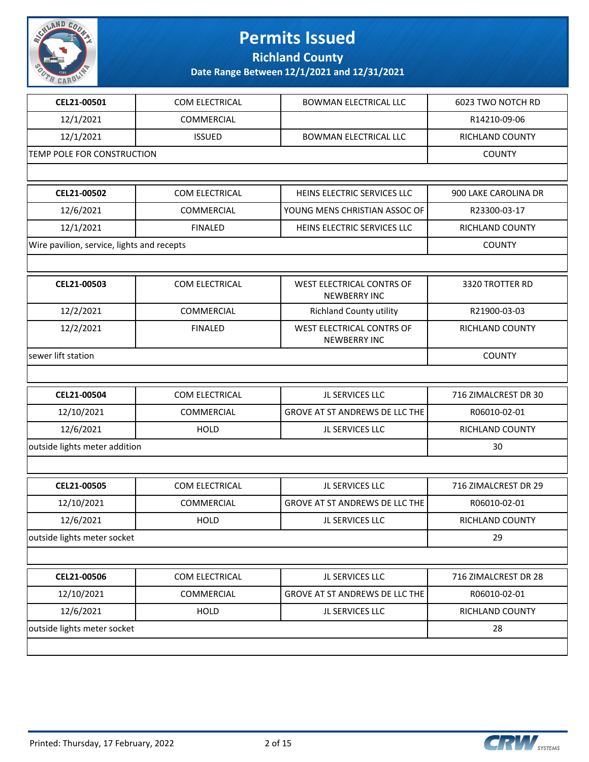# Permits Issued

## Richland County

### Date Range Between 12/1/2021 and 12/31/2021

| CEL21-00501 | COM ELECTRICAL | BOWMAN ELECTRICAL LLC | 6023 TWO NOTCH RD |
|---|---|---|---|
| 12/1/2021 | COMMERCIAL | | R14210-09-06 |
| 12/1/2021 | ISSUED | BOWMAN ELECTRICAL LLC | RICHLAND COUNTY |
| TEMP POLE FOR CONSTRUCTION | | | COUNTY |

| CEL21-00502 | COM ELECTRICAL | HEINS ELECTRIC SERVICES LLC | 900 LAKE CAROLINA DR |
|---|---|---|---|
| 12/6/2021 | COMMERCIAL | YOUNG MENS CHRISTIAN ASSOC OF | R23300-03-17 |
| 12/1/2021 | FINALED | HEINS ELECTRIC SERVICES LLC | RICHLAND COUNTY |
| Wire pavilion, service, lights and recepts | | | COUNTY |

| CEL21-00503 | COM ELECTRICAL | WEST ELECTRICAL CONTRS OF NEWBERRY INC | 3320 TROTTER RD |
|---|---|---|---|
| 12/2/2021 | COMMERCIAL | Richland County utility | R21900-03-03 |
| 12/2/2021 | FINALED | WEST ELECTRICAL CONTRS OF NEWBERRY INC | RICHLAND COUNTY |
| sewer lift station | | | COUNTY |

| CEL21-00504 | COM ELECTRICAL | JL SERVICES LLC | 716 ZIMALCREST DR 30 |
|---|---|---|---|
| 12/10/2021 | COMMERCIAL | GROVE AT ST ANDREWS DE LLC THE | R06010-02-01 |
| 12/6/2021 | HOLD | JL SERVICES LLC | RICHLAND COUNTY |
| outside lights meter addition | | | 30 |

| CEL21-00505 | COM ELECTRICAL | JL SERVICES LLC | 716 ZIMALCREST DR 29 |
|---|---|---|---|
| 12/10/2021 | COMMERCIAL | GROVE AT ST ANDREWS DE LLC THE | R06010-02-01 |
| 12/6/2021 | HOLD | JL SERVICES LLC | RICHLAND COUNTY |
| outside lights meter socket | | | 29 |

| CEL21-00506 | COM ELECTRICAL | JL SERVICES LLC | 716 ZIMALCREST DR 28 |
|---|---|---|---|
| 12/10/2021 | COMMERCIAL | GROVE AT ST ANDREWS DE LLC THE | R06010-02-01 |
| 12/6/2021 | HOLD | JL SERVICES LLC | RICHLAND COUNTY |
| outside lights meter socket | | | 28 |

Printed: Thursday, 17 February, 2022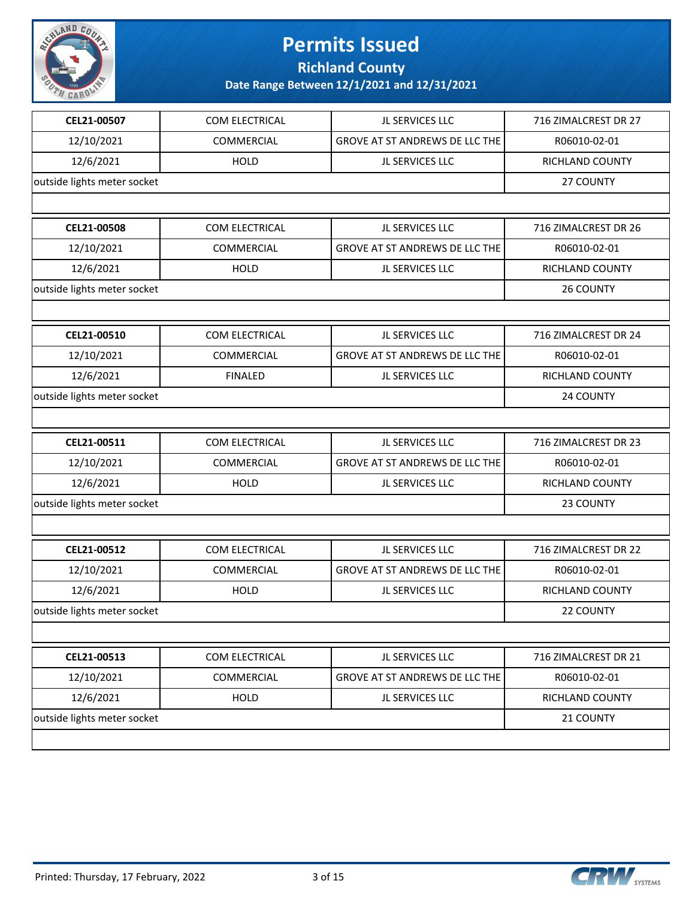# Permits Issued

## Richland County

### Date Range Between 12/1/2021 and 12/31/2021

| CEL21-00507 | COM ELECTRICAL | JL SERVICES LLC | 716 ZIMALCREST DR 27 |
|---|---|---|---|
| 12/10/2021 | COMMERCIAL | GROVE AT ST ANDREWS DE LLC THE | R06010-02-01 |
| 12/6/2021 | HOLD | JL SERVICES LLC | RICHLAND COUNTY |
| outside lights meter socket | | | 27 COUNTY |

| CEL21-00508 | COM ELECTRICAL | JL SERVICES LLC | 716 ZIMALCREST DR 26 |
|---|---|---|---|
| 12/10/2021 | COMMERCIAL | GROVE AT ST ANDREWS DE LLC THE | R06010-02-01 |
| 12/6/2021 | HOLD | JL SERVICES LLC | RICHLAND COUNTY |
| outside lights meter socket | | | 26 COUNTY |

| CEL21-00510 | COM ELECTRICAL | JL SERVICES LLC | 716 ZIMALCREST DR 24 |
|---|---|---|---|
| 12/10/2021 | COMMERCIAL | GROVE AT ST ANDREWS DE LLC THE | R06010-02-01 |
| 12/6/2021 | FINALED | JL SERVICES LLC | RICHLAND COUNTY |
| outside lights meter socket | | | 24 COUNTY |

| CEL21-00511 | COM ELECTRICAL | JL SERVICES LLC | 716 ZIMALCREST DR 23 |
|---|---|---|---|
| 12/10/2021 | COMMERCIAL | GROVE AT ST ANDREWS DE LLC THE | R06010-02-01 |
| 12/6/2021 | HOLD | JL SERVICES LLC | RICHLAND COUNTY |
| outside lights meter socket | | | 23 COUNTY |

| CEL21-00512 | COM ELECTRICAL | JL SERVICES LLC | 716 ZIMALCREST DR 22 |
|---|---|---|---|
| 12/10/2021 | COMMERCIAL | GROVE AT ST ANDREWS DE LLC THE | R06010-02-01 |
| 12/6/2021 | HOLD | JL SERVICES LLC | RICHLAND COUNTY |
| outside lights meter socket | | | 22 COUNTY |

| CEL21-00513 | COM ELECTRICAL | JL SERVICES LLC | 716 ZIMALCREST DR 21 |
|---|---|---|---|
| 12/10/2021 | COMMERCIAL | GROVE AT ST ANDREWS DE LLC THE | R06010-02-01 |
| 12/6/2021 | HOLD | JL SERVICES LLC | RICHLAND COUNTY |
| outside lights meter socket | | | 21 COUNTY |

Printed: Thursday, 17 February, 2022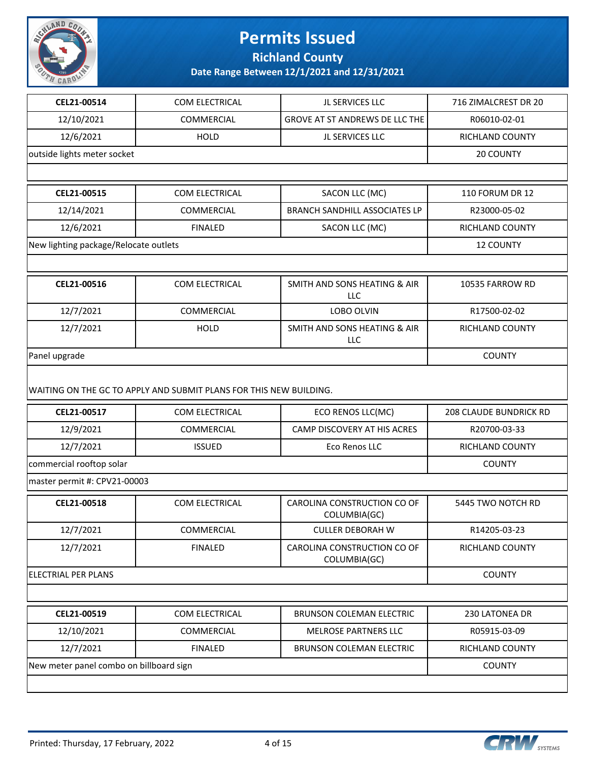# Permits Issued

## Richland County

### Date Range Between 12/1/2021 and 12/31/2021

| CEL21-00514 | COM ELECTRICAL | JL SERVICES LLC | 716 ZIMALCREST DR 20 |
|---|---|---|---|
| 12/10/2021 | COMMERCIAL | GROVE AT ST ANDREWS DE LLC THE | R06010-02-01 |
| 12/6/2021 | HOLD | JL SERVICES LLC | RICHLAND COUNTY |
| outside lights meter socket | | | 20 COUNTY |
| | | | |

| CEL21-00515 | COM ELECTRICAL | SACON LLC (MC) | 110 FORUM DR 12 |
|---|---|---|---|
| 12/14/2021 | COMMERCIAL | BRANCH SANDHILL ASSOCIATES LP | R23000-05-02 |
| 12/6/2021 | FINALED | SACON LLC (MC) | RICHLAND COUNTY |
| New lighting package/Relocate outlets | | | 12 COUNTY |
| | | | |

| CEL21-00516 | COM ELECTRICAL | SMITH AND SONS HEATING & AIR LLC | 10535 FARROW RD |
|---|---|---|---|
| 12/7/2021 | COMMERCIAL | LOBO OLVIN | R17500-02-02 |
| 12/7/2021 | HOLD | SMITH AND SONS HEATING & AIR LLC | RICHLAND COUNTY |
| Panel upgrade | | | COUNTY |
| WAITING ON THE GC TO APPLY AND SUBMIT PLANS FOR THIS NEW BUILDING. | | | |

| CEL21-00517 | COM ELECTRICAL | ECO RENOS LLC(MC) | 208 CLAUDE BUNDRICK RD |
|---|---|---|---|
| 12/9/2021 | COMMERCIAL | CAMP DISCOVERY AT HIS ACRES | R20700-03-33 |
| 12/7/2021 | ISSUED | Eco Renos LLC | RICHLAND COUNTY |
| commercial rooftop solar | | | COUNTY |
| master permit #: CPV21-00003 | | | |

| CEL21-00518 | COM ELECTRICAL | CAROLINA CONSTRUCTION CO OF COLUMBIA(GC) | 5445 TWO NOTCH RD |
|---|---|---|---|
| 12/7/2021 | COMMERCIAL | CULLER DEBORAH W | R14205-03-23 |
| 12/7/2021 | FINALED | CAROLINA CONSTRUCTION CO OF COLUMBIA(GC) | RICHLAND COUNTY |
| ELECTRIAL PER PLANS | | | COUNTY |
| | | | |

| CEL21-00519 | COM ELECTRICAL | BRUNSON COLEMAN ELECTRIC | 230 LATONEA DR |
|---|---|---|---|
| 12/10/2021 | COMMERCIAL | MELROSE PARTNERS LLC | R05915-03-09 |
| 12/7/2021 | FINALED | BRUNSON COLEMAN ELECTRIC | RICHLAND COUNTY |
| New meter panel combo on billboard sign | | | COUNTY |
| | | | |

Printed: Thursday, 17 February, 2022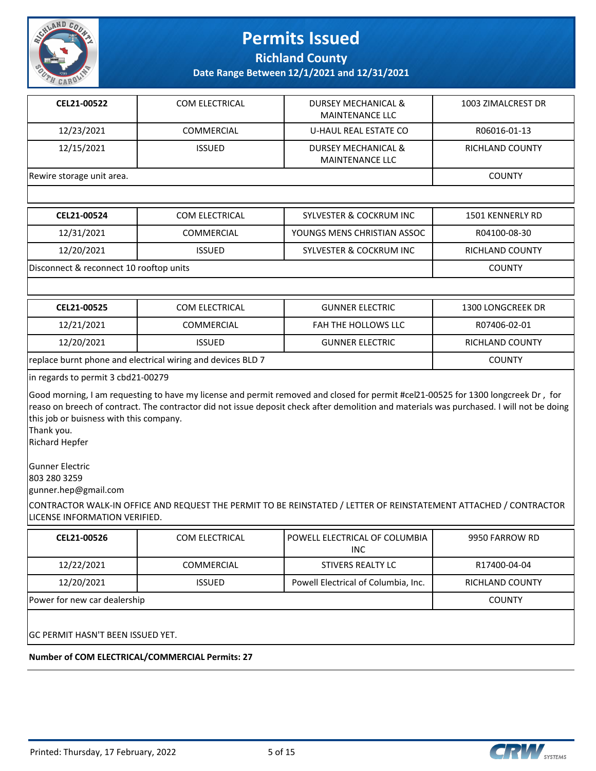# Permits Issued

## Richland County

### Date Range Between 12/1/2021 and 12/31/2021

| CEL21-00522 | COM ELECTRICAL | DURSEY MECHANICAL & MAINTENANCE LLC | 1003 ZIMALCREST DR |
|---|---|---|---|
| 12/23/2021 | COMMERCIAL | U-HAUL REAL ESTATE CO | R06016-01-13 |
| 12/15/2021 | ISSUED | DURSEY MECHANICAL & MAINTENANCE LLC | RICHLAND COUNTY |
| Rewire storage unit area. | | | COUNTY |

| CEL21-00524 | COM ELECTRICAL | SYLVESTER & COCKRUM INC | 1501 KENNERLY RD |
|---|---|---|---|
| 12/31/2021 | COMMERCIAL | YOUNGS MENS CHRISTIAN ASSOC | R04100-08-30 |
| 12/20/2021 | ISSUED | SYLVESTER & COCKRUM INC | RICHLAND COUNTY |
| Disconnect & reconnect 10 rooftop units | | | COUNTY |

| CEL21-00525 | COM ELECTRICAL | GUNNER ELECTRIC | 1300 LONGCREEK DR |
|---|---|---|---|
| 12/21/2021 | COMMERCIAL | FAH THE HOLLOWS LLC | R07406-02-01 |
| 12/20/2021 | ISSUED | GUNNER ELECTRIC | RICHLAND COUNTY |
| replace burnt phone and electrical wiring and devices BLD 7 | | | COUNTY |

in regards to permit 3 cbd21-00279

Good morning, I am requesting to have my license and permit removed and closed for permit #cel21-00525 for 1300 longcreek Dr , for reaso on breech of contract. The contractor did not issue deposit check after demolition and materials was purchased. I will not be doing this job or buisness with this company.
Thank you.
Richard Hepfer

Gunner Electric
803 280 3259
gunner.hep@gmail.com

CONTRACTOR WALK-IN OFFICE AND REQUEST THE PERMIT TO BE REINSTATED / LETTER OF REINSTATEMENT ATTACHED / CONTRACTOR LICENSE INFORMATION VERIFIED.

| CEL21-00526 | COM ELECTRICAL | POWELL ELECTRICAL OF COLUMBIA INC | 9950 FARROW RD |
|---|---|---|---|
| 12/22/2021 | COMMERCIAL | STIVERS REALTY LC | R17400-04-04 |
| 12/20/2021 | ISSUED | Powell Electrical of Columbia, Inc. | RICHLAND COUNTY |
| Power for new car dealership | | | COUNTY |

GC PERMIT HASN'T BEEN ISSUED YET.

**Number of COM ELECTRICAL/COMMERCIAL Permits: 27**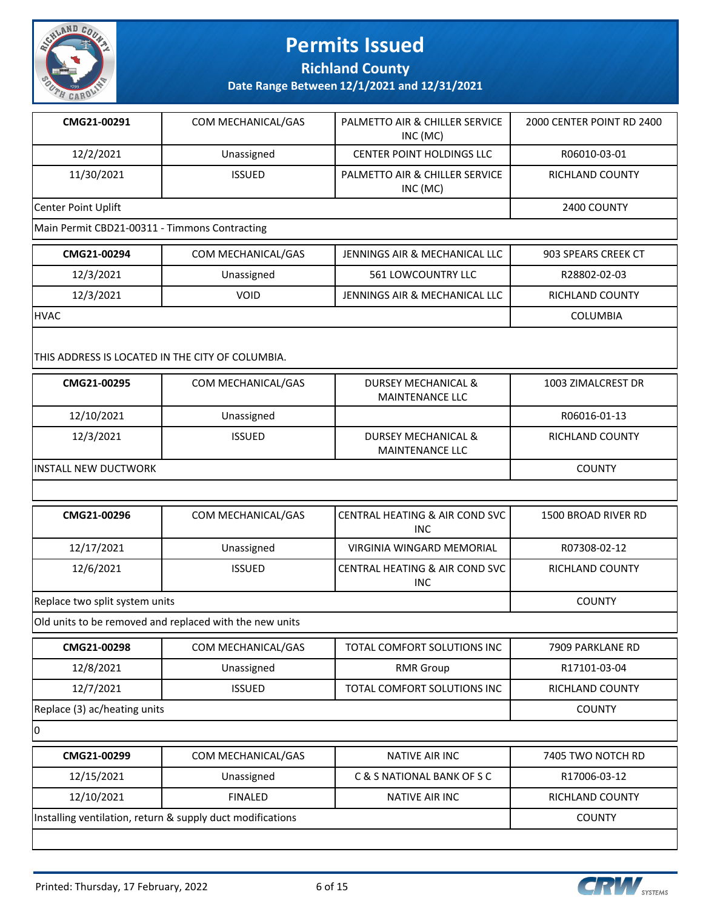# Permits Issued

**Richland County**

**Date Range Between 12/1/2021 and 12/31/2021**

| **CMG21-00291** | COM MECHANICAL/GAS | PALMETTO AIR & CHILLER SERVICE INC (MC) | 2000 CENTER POINT RD 2400 |
|---|---|---|---|
| 12/2/2021 | Unassigned | CENTER POINT HOLDINGS LLC | R06010-03-01 |
| 11/30/2021 | ISSUED | PALMETTO AIR & CHILLER SERVICE INC (MC) | RICHLAND COUNTY |
| Center Point Uplift | | | 2400 COUNTY |
| Main Permit CBD21-00311 - Timmons Contracting | | | |

| **CMG21-00294** | COM MECHANICAL/GAS | JENNINGS AIR & MECHANICAL LLC | 903 SPEARS CREEK CT |
|---|---|---|---|
| 12/3/2021 | Unassigned | 561 LOWCOUNTRY LLC | R28802-02-03 |
| 12/3/2021 | VOID | JENNINGS AIR & MECHANICAL LLC | RICHLAND COUNTY |
| HVAC | | | COLUMBIA |
| THIS ADDRESS IS LOCATED IN THE CITY OF COLUMBIA. | | | |

| **CMG21-00295** | COM MECHANICAL/GAS | DURSEY MECHANICAL & MAINTENANCE LLC | 1003 ZIMALCREST DR |
|---|---|---|---|
| 12/10/2021 | Unassigned | | R06016-01-13 |
| 12/3/2021 | ISSUED | DURSEY MECHANICAL & MAINTENANCE LLC | RICHLAND COUNTY |
| INSTALL NEW DUCTWORK | | | COUNTY |

| **CMG21-00296** | COM MECHANICAL/GAS | CENTRAL HEATING & AIR COND SVC INC | 1500 BROAD RIVER RD |
|---|---|---|---|
| 12/17/2021 | Unassigned | VIRGINIA WINGARD MEMORIAL | R07308-02-12 |
| 12/6/2021 | ISSUED | CENTRAL HEATING & AIR COND SVC INC | RICHLAND COUNTY |
| Replace two split system units | | | COUNTY |
| Old units to be removed and replaced with the new units | | | |

| **CMG21-00298** | COM MECHANICAL/GAS | TOTAL COMFORT SOLUTIONS INC | 7909 PARKLANE RD |
|---|---|---|---|
| 12/8/2021 | Unassigned | RMR Group | R17101-03-04 |
| 12/7/2021 | ISSUED | TOTAL COMFORT SOLUTIONS INC | RICHLAND COUNTY |
| Replace (3) ac/heating units | | | COUNTY |
| 0 | | | |

| **CMG21-00299** | COM MECHANICAL/GAS | NATIVE AIR INC | 7405 TWO NOTCH RD |
|---|---|---|---|
| 12/15/2021 | Unassigned | C & S NATIONAL BANK OF S C | R17006-03-12 |
| 12/10/2021 | FINALED | NATIVE AIR INC | RICHLAND COUNTY |
| Installing ventilation, return & supply duct modifications | | | COUNTY |

Printed: Thursday, 17 February, 2022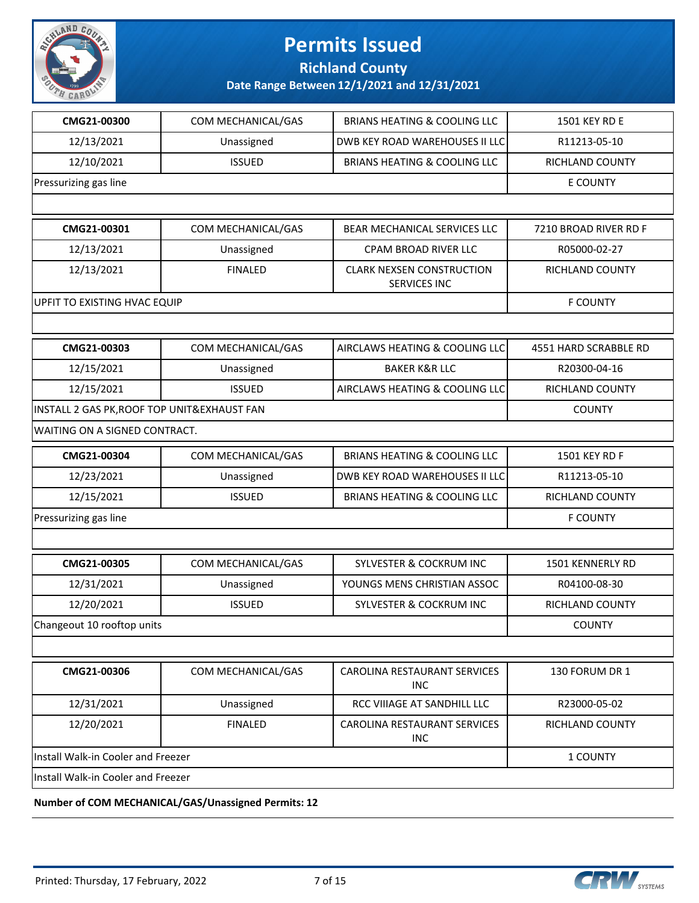# Permits Issued

**Richland County**

**Date Range Between 12/1/2021 and 12/31/2021**

| | | | |
|---|---|---|---|
| **CMG21-00300** | COM MECHANICAL/GAS | BRIANS HEATING & COOLING LLC | 1501 KEY RD E |
| 12/13/2021 | Unassigned | DWB KEY ROAD WAREHOUSES II LLC | R11213-05-10 |
| 12/10/2021 | ISSUED | BRIANS HEATING & COOLING LLC | RICHLAND COUNTY |
| Pressurizing gas line | | | E COUNTY |
| | | | |
| **CMG21-00301** | COM MECHANICAL/GAS | BEAR MECHANICAL SERVICES LLC | 7210 BROAD RIVER RD F |
| 12/13/2021 | Unassigned | CPAM BROAD RIVER LLC | R05000-02-27 |
| 12/13/2021 | FINALED | CLARK NEXSEN CONSTRUCTION SERVICES INC | RICHLAND COUNTY |
| UPFIT TO EXISTING HVAC EQUIP | | | F COUNTY |
| | | | |
| **CMG21-00303** | COM MECHANICAL/GAS | AIRCLAWS HEATING & COOLING LLC | 4551 HARD SCRABBLE RD |
| 12/15/2021 | Unassigned | BAKER K&R LLC | R20300-04-16 |
| 12/15/2021 | ISSUED | AIRCLAWS HEATING & COOLING LLC | RICHLAND COUNTY |
| INSTALL 2 GAS PK,ROOF TOP UNIT&EXHAUST FAN | | | COUNTY |
| WAITING ON A SIGNED CONTRACT. | | | |
| **CMG21-00304** | COM MECHANICAL/GAS | BRIANS HEATING & COOLING LLC | 1501 KEY RD F |
| 12/23/2021 | Unassigned | DWB KEY ROAD WAREHOUSES II LLC | R11213-05-10 |
| 12/15/2021 | ISSUED | BRIANS HEATING & COOLING LLC | RICHLAND COUNTY |
| Pressurizing gas line | | | F COUNTY |
| | | | |
| **CMG21-00305** | COM MECHANICAL/GAS | SYLVESTER & COCKRUM INC | 1501 KENNERLY RD |
| 12/31/2021 | Unassigned | YOUNGS MENS CHRISTIAN ASSOC | R04100-08-30 |
| 12/20/2021 | ISSUED | SYLVESTER & COCKRUM INC | RICHLAND COUNTY |
| Changeout 10 rooftop units | | | COUNTY |
| | | | |
| **CMG21-00306** | COM MECHANICAL/GAS | CAROLINA RESTAURANT SERVICES INC | 130 FORUM DR 1 |
| 12/31/2021 | Unassigned | RCC VIIIAGE AT SANDHILL LLC | R23000-05-02 |
| 12/20/2021 | FINALED | CAROLINA RESTAURANT SERVICES INC | RICHLAND COUNTY |
| Install Walk-in Cooler and Freezer | | | 1 COUNTY |
| Install Walk-in Cooler and Freezer | | | |

**Number of COM MECHANICAL/GAS/Unassigned Permits: 12**

Printed: Thursday, 17 February, 2022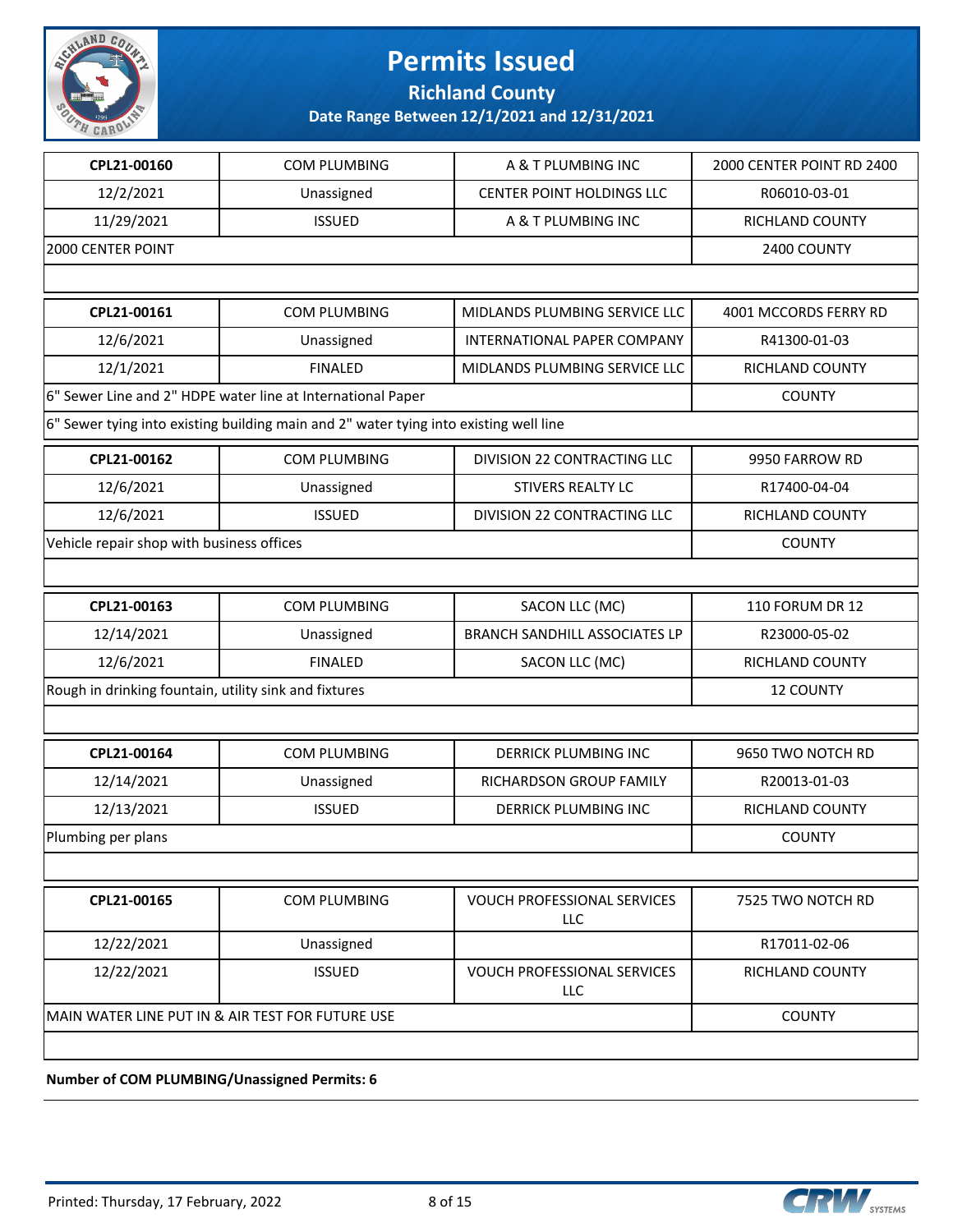# Permits Issued

## Richland County

### Date Range Between 12/1/2021 and 12/31/2021

| | | | |
|---|---|---|---|
| **CPL21-00160** | COM PLUMBING | A & T PLUMBING INC | 2000 CENTER POINT RD 2400 |
| 12/2/2021 | Unassigned | CENTER POINT HOLDINGS LLC | R06010-03-01 |
| 11/29/2021 | ISSUED | A & T PLUMBING INC | RICHLAND COUNTY |
| 2000 CENTER POINT | | | 2400 COUNTY |
| | | | |

| | | | |
|---|---|---|---|
| **CPL21-00161** | COM PLUMBING | MIDLANDS PLUMBING SERVICE LLC | 4001 MCCORDS FERRY RD |
| 12/6/2021 | Unassigned | INTERNATIONAL PAPER COMPANY | R41300-01-03 |
| 12/1/2021 | FINALED | MIDLANDS PLUMBING SERVICE LLC | RICHLAND COUNTY |
| 6" Sewer Line and 2" HDPE water line at International Paper | | | COUNTY |
| 6" Sewer tying into existing building main and 2" water tying into existing well line | | | |

| | | | |
|---|---|---|---|
| **CPL21-00162** | COM PLUMBING | DIVISION 22 CONTRACTING LLC | 9950 FARROW RD |
| 12/6/2021 | Unassigned | STIVERS REALTY LC | R17400-04-04 |
| 12/6/2021 | ISSUED | DIVISION 22 CONTRACTING LLC | RICHLAND COUNTY |
| Vehicle repair shop with business offices | | | COUNTY |
| | | | |

| | | | |
|---|---|---|---|
| **CPL21-00163** | COM PLUMBING | SACON LLC (MC) | 110 FORUM DR 12 |
| 12/14/2021 | Unassigned | BRANCH SANDHILL ASSOCIATES LP | R23000-05-02 |
| 12/6/2021 | FINALED | SACON LLC (MC) | RICHLAND COUNTY |
| Rough in drinking fountain, utility sink and fixtures | | | 12 COUNTY |
| | | | |

| | | | |
|---|---|---|---|
| **CPL21-00164** | COM PLUMBING | DERRICK PLUMBING INC | 9650 TWO NOTCH RD |
| 12/14/2021 | Unassigned | RICHARDSON GROUP FAMILY | R20013-01-03 |
| 12/13/2021 | ISSUED | DERRICK PLUMBING INC | RICHLAND COUNTY |
| Plumbing per plans | | | COUNTY |
| | | | |

| | | | |
|---|---|---|---|
| **CPL21-00165** | COM PLUMBING | VOUCH PROFESSIONAL SERVICES LLC | 7525 TWO NOTCH RD |
| 12/22/2021 | Unassigned | | R17011-02-06 |
| 12/22/2021 | ISSUED | VOUCH PROFESSIONAL SERVICES LLC | RICHLAND COUNTY |
| MAIN WATER LINE PUT IN & AIR TEST FOR FUTURE USE | | | COUNTY |
| | | | |

**Number of COM PLUMBING/Unassigned Permits: 6**

Printed: Thursday, 17 February, 2022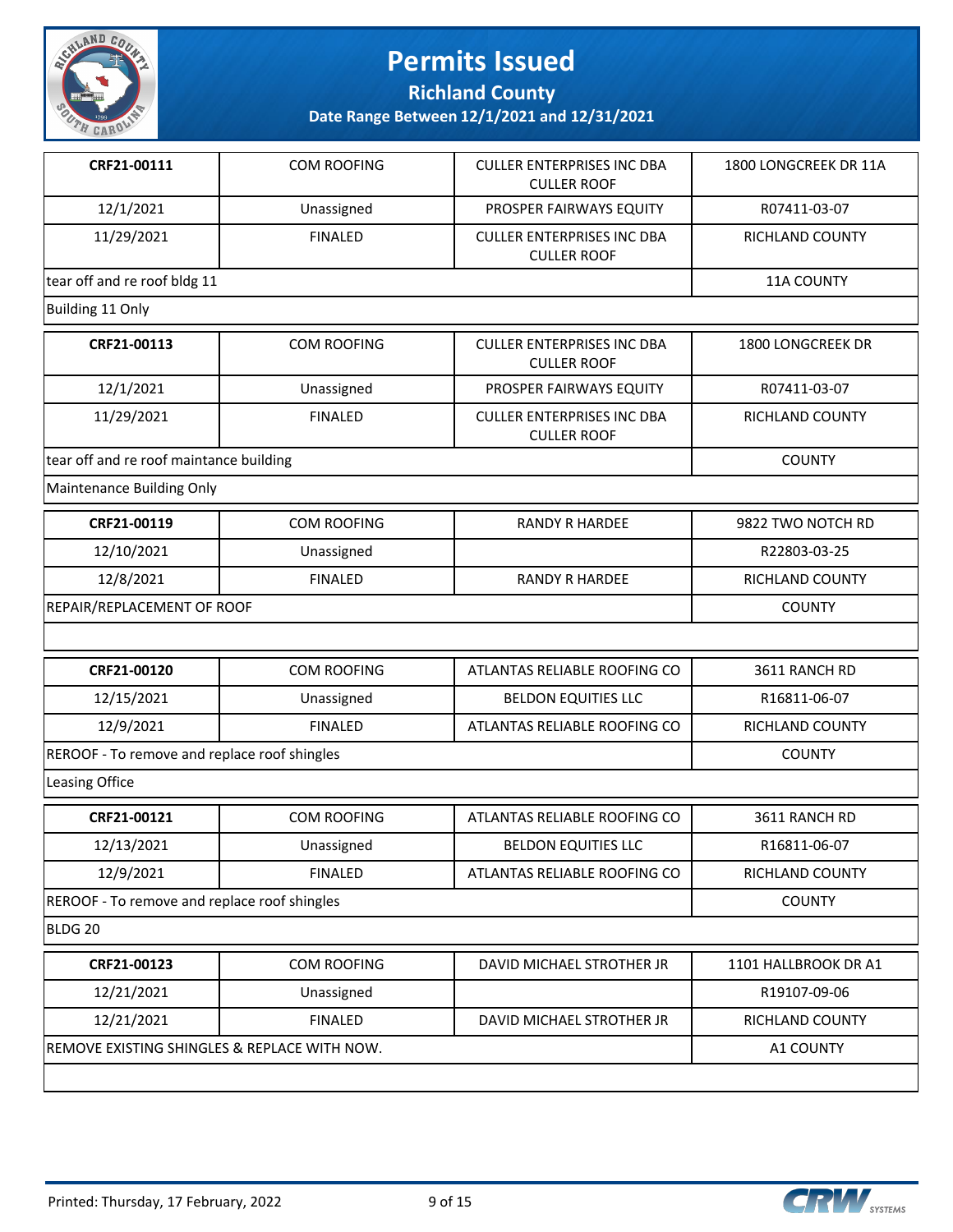# Permits Issued

**Richland County**

**Date Range Between 12/1/2021 and 12/31/2021**

| **CRF21-00111** | COM ROOFING | CULLER ENTERPRISES INC DBA CULLER ROOF | 1800 LONGCREEK DR 11A |
|---|---|---|---|
| 12/1/2021 | Unassigned | PROSPER FAIRWAYS EQUITY | R07411-03-07 |
| 11/29/2021 | FINALED | CULLER ENTERPRISES INC DBA CULLER ROOF | RICHLAND COUNTY |
| tear off and re roof bldg 11 | | | 11A COUNTY |
| Building 11 Only | | | |

| **CRF21-00113** | COM ROOFING | CULLER ENTERPRISES INC DBA CULLER ROOF | 1800 LONGCREEK DR |
|---|---|---|---|
| 12/1/2021 | Unassigned | PROSPER FAIRWAYS EQUITY | R07411-03-07 |
| 11/29/2021 | FINALED | CULLER ENTERPRISES INC DBA CULLER ROOF | RICHLAND COUNTY |
| tear off and re roof maintance building | | | COUNTY |
| Maintenance Building Only | | | |

| **CRF21-00119** | COM ROOFING | RANDY R HARDEE | 9822 TWO NOTCH RD |
|---|---|---|---|
| 12/10/2021 | Unassigned | | R22803-03-25 |
| 12/8/2021 | FINALED | RANDY R HARDEE | RICHLAND COUNTY |
| REPAIR/REPLACEMENT OF ROOF | | | COUNTY |
| | | | |

| **CRF21-00120** | COM ROOFING | ATLANTAS RELIABLE ROOFING CO | 3611 RANCH RD |
|---|---|---|---|
| 12/15/2021 | Unassigned | BELDON EQUITIES LLC | R16811-06-07 |
| 12/9/2021 | FINALED | ATLANTAS RELIABLE ROOFING CO | RICHLAND COUNTY |
| REROOF - To remove and replace roof shingles | | | COUNTY |
| Leasing Office | | | |

| **CRF21-00121** | COM ROOFING | ATLANTAS RELIABLE ROOFING CO | 3611 RANCH RD |
|---|---|---|---|
| 12/13/2021 | Unassigned | BELDON EQUITIES LLC | R16811-06-07 |
| 12/9/2021 | FINALED | ATLANTAS RELIABLE ROOFING CO | RICHLAND COUNTY |
| REROOF - To remove and replace roof shingles | | | COUNTY |
| BLDG 20 | | | |

| **CRF21-00123** | COM ROOFING | DAVID MICHAEL STROTHER JR | 1101 HALLBROOK DR A1 |
|---|---|---|---|
| 12/21/2021 | Unassigned | | R19107-09-06 |
| 12/21/2021 | FINALED | DAVID MICHAEL STROTHER JR | RICHLAND COUNTY |
| REMOVE EXISTING SHINGLES & REPLACE WITH NOW. | | | A1 COUNTY |
| | | | |

Printed: Thursday, 17 February, 2022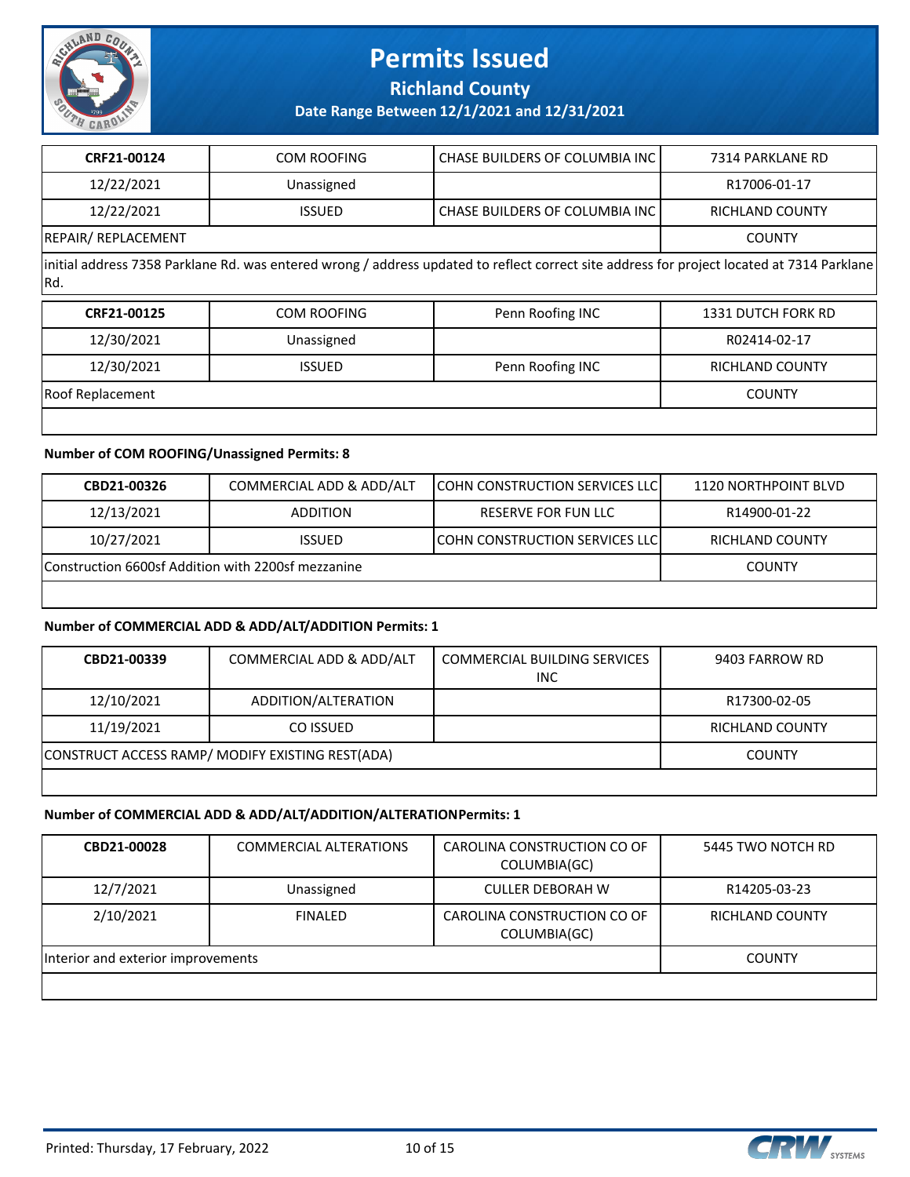# Permits Issued

**Richland County**

**Date Range Between 12/1/2021 and 12/31/2021**

| CRF21-00124 | COM ROOFING | CHASE BUILDERS OF COLUMBIA INC | 7314 PARKLANE RD |
|---|---|---|---|
| 12/22/2021 | Unassigned | | R17006-01-17 |
| 12/22/2021 | ISSUED | CHASE BUILDERS OF COLUMBIA INC | RICHLAND COUNTY |
| REPAIR/ REPLACEMENT | | | COUNTY |
| initial address 7358 Parklane Rd. was entered wrong / address updated to reflect correct site address for project located at 7314 Parklane Rd. | | | |

| CRF21-00125 | COM ROOFING | Penn Roofing INC | 1331 DUTCH FORK RD |
|---|---|---|---|
| 12/30/2021 | Unassigned | | R02414-02-17 |
| 12/30/2021 | ISSUED | Penn Roofing INC | RICHLAND COUNTY |
| Roof Replacement | | | COUNTY |

**Number of COM ROOFING/Unassigned Permits: 8**

| CBD21-00326 | COMMERCIAL ADD & ADD/ALT | COHN CONSTRUCTION SERVICES LLC | 1120 NORTHPOINT BLVD |
|---|---|---|---|
| 12/13/2021 | ADDITION | RESERVE FOR FUN LLC | R14900-01-22 |
| 10/27/2021 | ISSUED | COHN CONSTRUCTION SERVICES LLC | RICHLAND COUNTY |
| Construction 6600sf Addition with 2200sf mezzanine | | | COUNTY |

**Number of COMMERCIAL ADD & ADD/ALT/ADDITION Permits: 1**

| CBD21-00339 | COMMERCIAL ADD & ADD/ALT | COMMERCIAL BUILDING SERVICES INC | 9403 FARROW RD |
|---|---|---|---|
| 12/10/2021 | ADDITION/ALTERATION | | R17300-02-05 |
| 11/19/2021 | CO ISSUED | | RICHLAND COUNTY |
| CONSTRUCT ACCESS RAMP/ MODIFY EXISTING REST(ADA) | | | COUNTY |

**Number of COMMERCIAL ADD & ADD/ALT/ADDITION/ALTERATIONPermits: 1**

| CBD21-00028 | COMMERCIAL ALTERATIONS | CAROLINA CONSTRUCTION CO OF COLUMBIA(GC) | 5445 TWO NOTCH RD |
|---|---|---|---|
| 12/7/2021 | Unassigned | CULLER DEBORAH W | R14205-03-23 |
| 2/10/2021 | FINALED | CAROLINA CONSTRUCTION CO OF COLUMBIA(GC) | RICHLAND COUNTY |
| Interior and exterior improvements | | | COUNTY |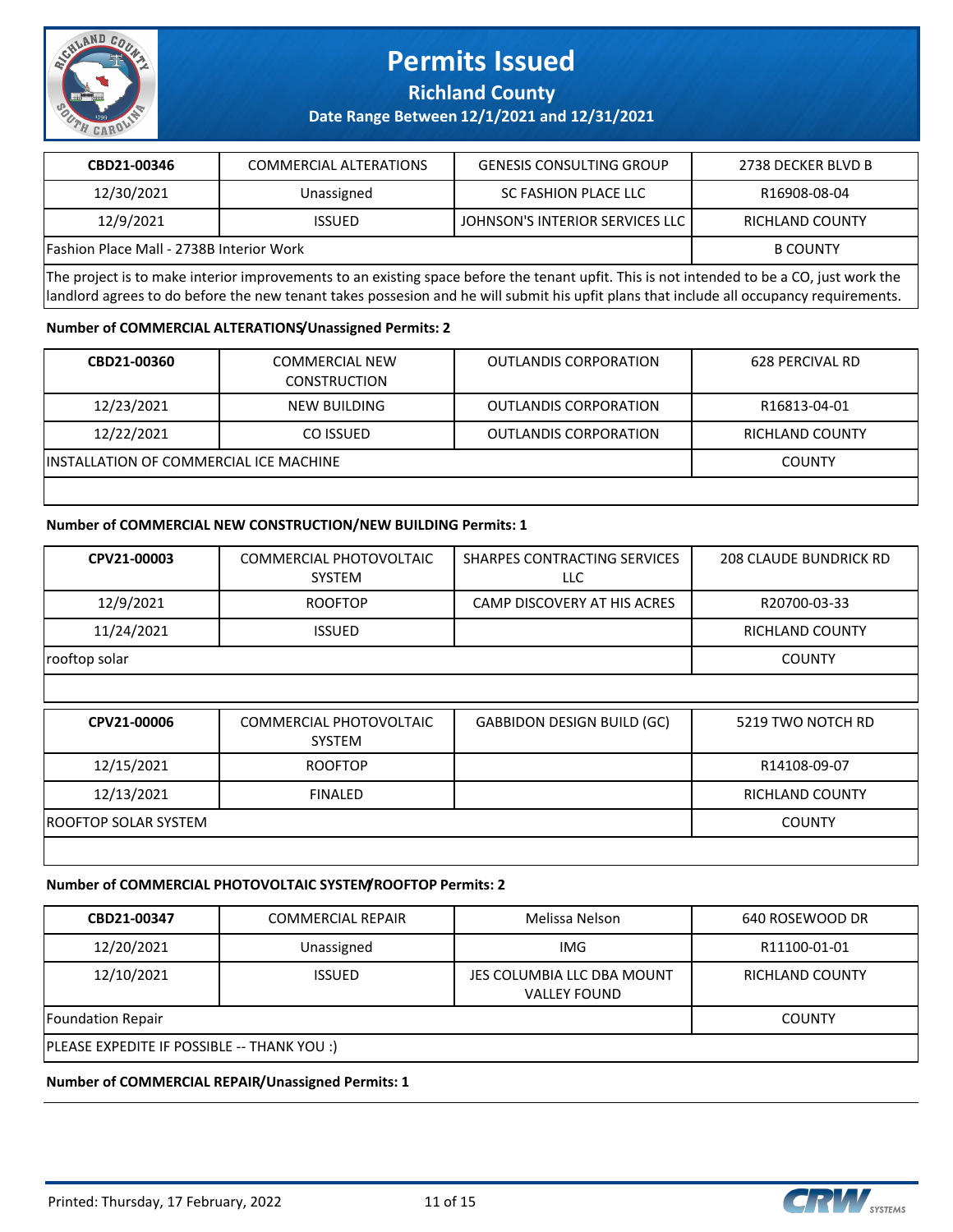# Permits Issued

## Richland County

### Date Range Between 12/1/2021 and 12/31/2021

| CBD21-00346 | COMMERCIAL ALTERATIONS | GENESIS CONSULTING GROUP | 2738 DECKER BLVD B |
|---|---|---|---|
| 12/30/2021 | Unassigned | SC FASHION PLACE LLC | R16908-08-04 |
| 12/9/2021 | ISSUED | JOHNSON'S INTERIOR SERVICES LLC | RICHLAND COUNTY |
| Fashion Place Mall - 2738B Interior Work | | | B COUNTY |
| The project is to make interior improvements to an existing space before the tenant upfit. This is not intended to be a CO, just work the landlord agrees to do before the new tenant takes possesion and he will submit his upfit plans that include all occupancy requirements. | | | |

**Number of COMMERCIAL ALTERATIONS/Unassigned Permits: 2**

| CBD21-00360 | COMMERCIAL NEW CONSTRUCTION | OUTLANDIS CORPORATION | 628 PERCIVAL RD |
|---|---|---|---|
| 12/23/2021 | NEW BUILDING | OUTLANDIS CORPORATION | R16813-04-01 |
| 12/22/2021 | CO ISSUED | OUTLANDIS CORPORATION | RICHLAND COUNTY |
| INSTALLATION OF COMMERCIAL ICE MACHINE | | | COUNTY |
| | | | |

**Number of COMMERCIAL NEW CONSTRUCTION/NEW BUILDING Permits: 1**

| CPV21-00003 | COMMERCIAL PHOTOVOLTAIC SYSTEM | SHARPES CONTRACTING SERVICES LLC | 208 CLAUDE BUNDRICK RD |
|---|---|---|---|
| 12/9/2021 | ROOFTOP | CAMP DISCOVERY AT HIS ACRES | R20700-03-33 |
| 11/24/2021 | ISSUED | | RICHLAND COUNTY |
| rooftop solar | | | COUNTY |
| | | | |

| CPV21-00006 | COMMERCIAL PHOTOVOLTAIC SYSTEM | GABBIDON DESIGN BUILD (GC) | 5219 TWO NOTCH RD |
|---|---|---|---|
| 12/15/2021 | ROOFTOP | | R14108-09-07 |
| 12/13/2021 | FINALED | | RICHLAND COUNTY |
| ROOFTOP SOLAR SYSTEM | | | COUNTY |
| | | | |

**Number of COMMERCIAL PHOTOVOLTAIC SYSTEM/ROOFTOP Permits: 2**

| CBD21-00347 | COMMERCIAL REPAIR | Melissa Nelson | 640 ROSEWOOD DR |
|---|---|---|---|
| 12/20/2021 | Unassigned | IMG | R11100-01-01 |
| 12/10/2021 | ISSUED | JES COLUMBIA LLC DBA MOUNT VALLEY FOUND | RICHLAND COUNTY |
| Foundation Repair | | | COUNTY |
| PLEASE EXPEDITE IF POSSIBLE -- THANK YOU :) | | | |

**Number of COMMERCIAL REPAIR/Unassigned Permits: 1**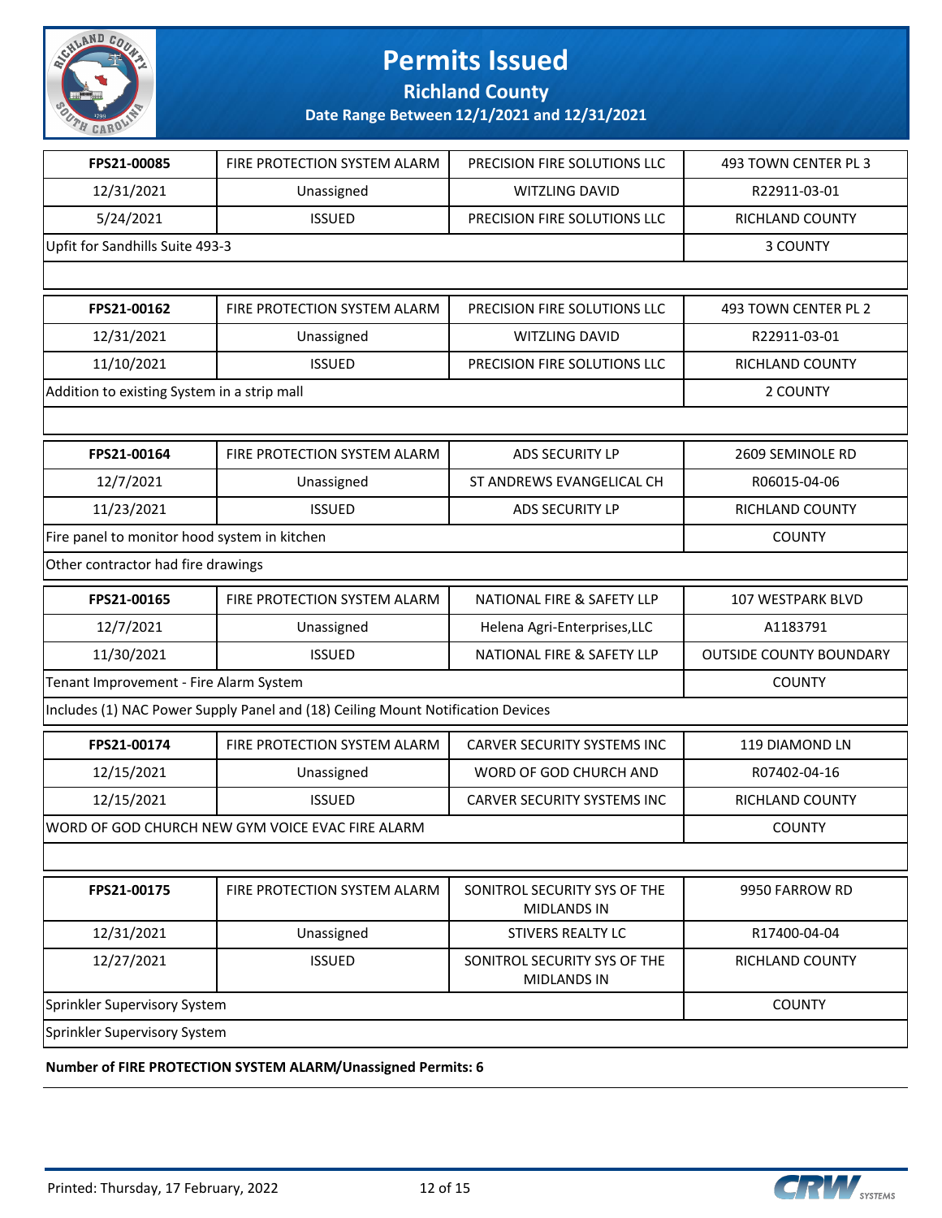# Permits Issued

## Richland County

### Date Range Between 12/1/2021 and 12/31/2021

| FPS21-00085 | FIRE PROTECTION SYSTEM ALARM | PRECISION FIRE SOLUTIONS LLC | 493 TOWN CENTER PL 3 |
|---|---|---|---|
| 12/31/2021 | Unassigned | WITZLING DAVID | R22911-03-01 |
| 5/24/2021 | ISSUED | PRECISION FIRE SOLUTIONS LLC | RICHLAND COUNTY |
| Upfit for Sandhills Suite 493-3 | | | 3 COUNTY |
| | | | |

| FPS21-00162 | FIRE PROTECTION SYSTEM ALARM | PRECISION FIRE SOLUTIONS LLC | 493 TOWN CENTER PL 2 |
|---|---|---|---|
| 12/31/2021 | Unassigned | WITZLING DAVID | R22911-03-01 |
| 11/10/2021 | ISSUED | PRECISION FIRE SOLUTIONS LLC | RICHLAND COUNTY |
| Addition to existing System in a strip mall | | | 2 COUNTY |
| | | | |

| FPS21-00164 | FIRE PROTECTION SYSTEM ALARM | ADS SECURITY LP | 2609 SEMINOLE RD |
|---|---|---|---|
| 12/7/2021 | Unassigned | ST ANDREWS EVANGELICAL CH | R06015-04-06 |
| 11/23/2021 | ISSUED | ADS SECURITY LP | RICHLAND COUNTY |
| Fire panel to monitor hood system in kitchen | | | COUNTY |
| Other contractor had fire drawings | | | |

| FPS21-00165 | FIRE PROTECTION SYSTEM ALARM | NATIONAL FIRE & SAFETY LLP | 107 WESTPARK BLVD |
|---|---|---|---|
| 12/7/2021 | Unassigned | Helena Agri-Enterprises,LLC | A1183791 |
| 11/30/2021 | ISSUED | NATIONAL FIRE & SAFETY LLP | OUTSIDE COUNTY BOUNDARY |
| Tenant Improvement - Fire Alarm System | | | COUNTY |
| Includes (1) NAC Power Supply Panel and (18) Ceiling Mount Notification Devices | | | |

| FPS21-00174 | FIRE PROTECTION SYSTEM ALARM | CARVER SECURITY SYSTEMS INC | 119 DIAMOND LN |
|---|---|---|---|
| 12/15/2021 | Unassigned | WORD OF GOD CHURCH AND | R07402-04-16 |
| 12/15/2021 | ISSUED | CARVER SECURITY SYSTEMS INC | RICHLAND COUNTY |
| WORD OF GOD CHURCH NEW GYM VOICE EVAC FIRE ALARM | | | COUNTY |
| | | | |

| FPS21-00175 | FIRE PROTECTION SYSTEM ALARM | SONITROL SECURITY SYS OF THE MIDLANDS IN | 9950 FARROW RD |
|---|---|---|---|
| 12/31/2021 | Unassigned | STIVERS REALTY LC | R17400-04-04 |
| 12/27/2021 | ISSUED | SONITROL SECURITY SYS OF THE MIDLANDS IN | RICHLAND COUNTY |
| Sprinkler Supervisory System | | | COUNTY |
| Sprinkler Supervisory System | | | |

**Number of FIRE PROTECTION SYSTEM ALARM/Unassigned Permits: 6**

Printed: Thursday, 17 February, 2022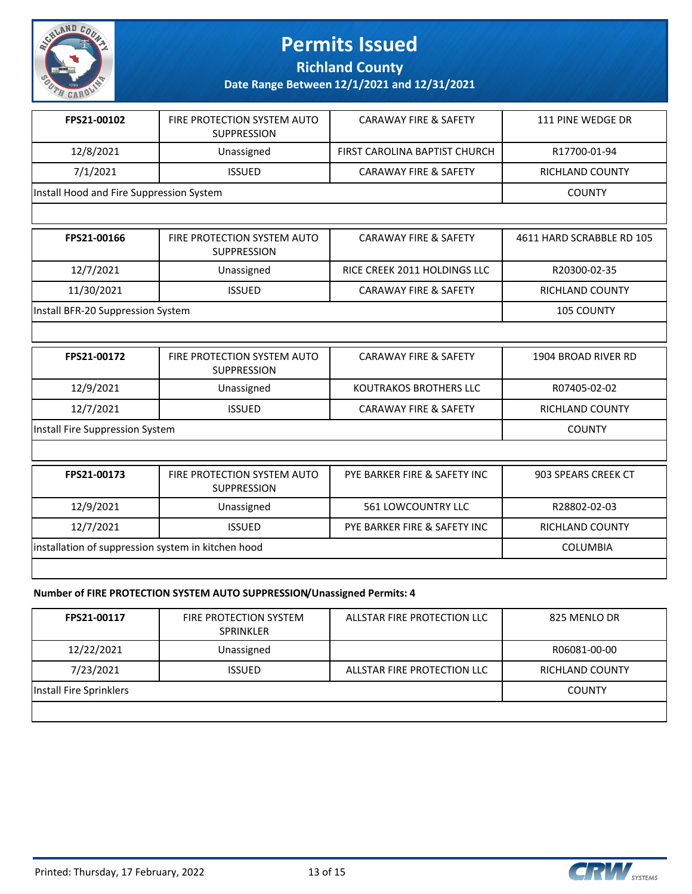# Permits Issued

## Richland County

### Date Range Between 12/1/2021 and 12/31/2021

| FPS21-00102 | FIRE PROTECTION SYSTEM AUTO SUPPRESSION | CARAWAY FIRE & SAFETY | 111 PINE WEDGE DR |
|---|---|---|---|
| 12/8/2021 | Unassigned | FIRST CAROLINA BAPTIST CHURCH | R17700-01-94 |
| 7/1/2021 | ISSUED | CARAWAY FIRE & SAFETY | RICHLAND COUNTY |
| Install Hood and Fire Suppression System | | | COUNTY |

| FPS21-00166 | FIRE PROTECTION SYSTEM AUTO SUPPRESSION | CARAWAY FIRE & SAFETY | 4611 HARD SCRABBLE RD 105 |
|---|---|---|---|
| 12/7/2021 | Unassigned | RICE CREEK 2011 HOLDINGS LLC | R20300-02-35 |
| 11/30/2021 | ISSUED | CARAWAY FIRE & SAFETY | RICHLAND COUNTY |
| Install BFR-20 Suppression System | | | 105 COUNTY |

| FPS21-00172 | FIRE PROTECTION SYSTEM AUTO SUPPRESSION | CARAWAY FIRE & SAFETY | 1904 BROAD RIVER RD |
|---|---|---|---|
| 12/9/2021 | Unassigned | KOUTRAKOS BROTHERS LLC | R07405-02-02 |
| 12/7/2021 | ISSUED | CARAWAY FIRE & SAFETY | RICHLAND COUNTY |
| Install Fire Suppression System | | | COUNTY |

| FPS21-00173 | FIRE PROTECTION SYSTEM AUTO SUPPRESSION | PYE BARKER FIRE & SAFETY INC | 903 SPEARS CREEK CT |
|---|---|---|---|
| 12/9/2021 | Unassigned | 561 LOWCOUNTRY LLC | R28802-02-03 |
| 12/7/2021 | ISSUED | PYE BARKER FIRE & SAFETY INC | RICHLAND COUNTY |
| installation of suppression system in kitchen hood | | | COLUMBIA |

**Number of FIRE PROTECTION SYSTEM AUTO SUPPRESSION/Unassigned Permits: 4**

| FPS21-00117 | FIRE PROTECTION SYSTEM SPRINKLER | ALLSTAR FIRE PROTECTION LLC | 825 MENLO DR |
|---|---|---|---|
| 12/22/2021 | Unassigned | | R06081-00-00 |
| 7/23/2021 | ISSUED | ALLSTAR FIRE PROTECTION LLC | RICHLAND COUNTY |
| Install Fire Sprinklers | | | COUNTY |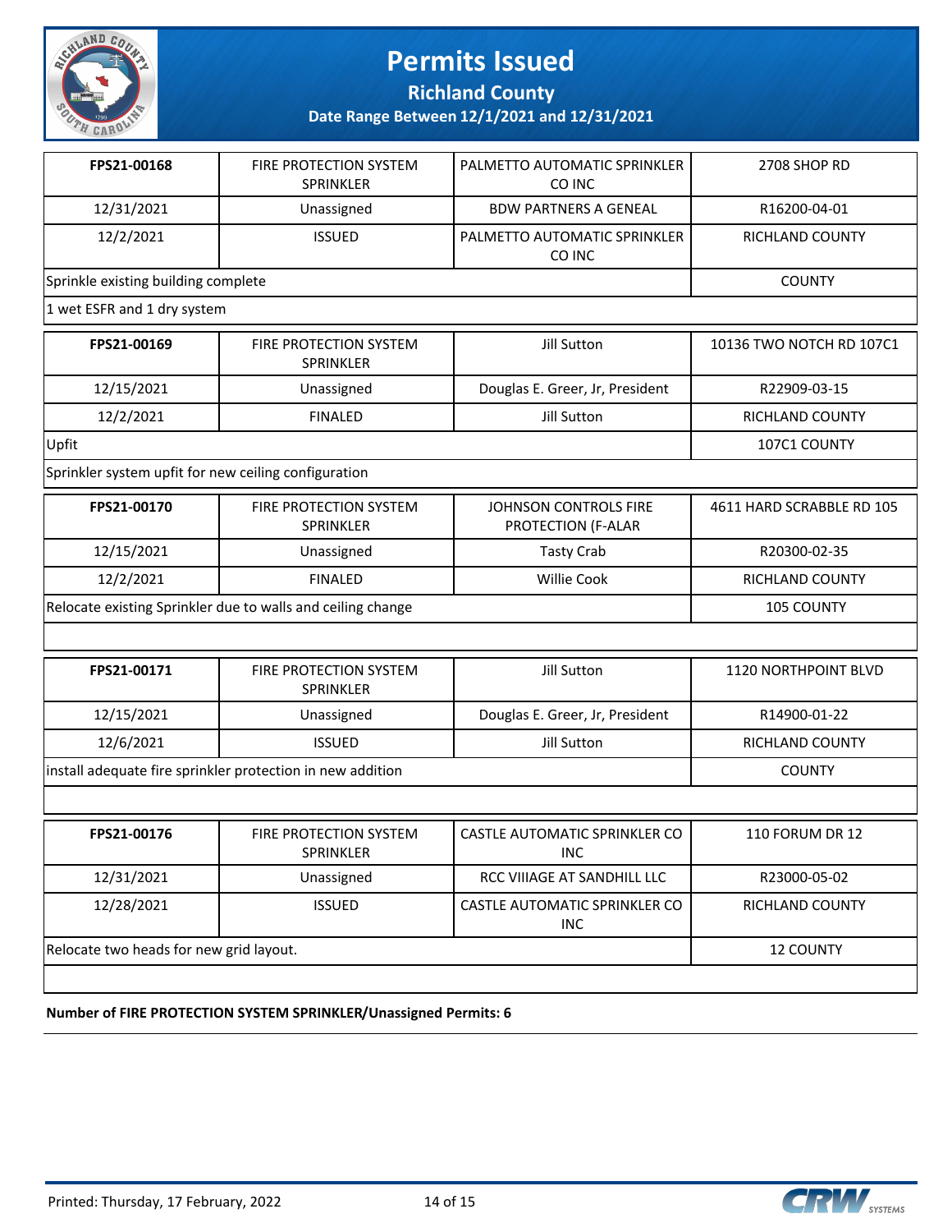# Permits Issued

## Richland County

### Date Range Between 12/1/2021 and 12/31/2021

| | | | |
|---|---|---|---|
| **FPS21-00168** | FIRE PROTECTION SYSTEM SPRINKLER | PALMETTO AUTOMATIC SPRINKLER CO INC | 2708 SHOP RD |
| 12/31/2021 | Unassigned | BDW PARTNERS A GENEAL | R16200-04-01 |
| 12/2/2021 | ISSUED | PALMETTO AUTOMATIC SPRINKLER CO INC | RICHLAND COUNTY |
| Sprinkle existing building complete | | | COUNTY |
| 1 wet ESFR and 1 dry system | | | |

| | | | |
|---|---|---|---|
| **FPS21-00169** | FIRE PROTECTION SYSTEM SPRINKLER | Jill Sutton | 10136 TWO NOTCH RD 107C1 |
| 12/15/2021 | Unassigned | Douglas E. Greer, Jr, President | R22909-03-15 |
| 12/2/2021 | FINALED | Jill Sutton | RICHLAND COUNTY |
| Upfit | | | 107C1 COUNTY |
| Sprinkler system upfit for new ceiling configuration | | | |

| | | | |
|---|---|---|---|
| **FPS21-00170** | FIRE PROTECTION SYSTEM SPRINKLER | JOHNSON CONTROLS FIRE PROTECTION (F-ALAR | 4611 HARD SCRABBLE RD 105 |
| 12/15/2021 | Unassigned | Tasty Crab | R20300-02-35 |
| 12/2/2021 | FINALED | Willie Cook | RICHLAND COUNTY |
| Relocate existing Sprinkler due to walls and ceiling change | | | 105 COUNTY |

| | | | |
|---|---|---|---|
| **FPS21-00171** | FIRE PROTECTION SYSTEM SPRINKLER | Jill Sutton | 1120 NORTHPOINT BLVD |
| 12/15/2021 | Unassigned | Douglas E. Greer, Jr, President | R14900-01-22 |
| 12/6/2021 | ISSUED | Jill Sutton | RICHLAND COUNTY |
| install adequate fire sprinkler protection in new addition | | | COUNTY |

| | | | |
|---|---|---|---|
| **FPS21-00176** | FIRE PROTECTION SYSTEM SPRINKLER | CASTLE AUTOMATIC SPRINKLER CO INC | 110 FORUM DR 12 |
| 12/31/2021 | Unassigned | RCC VIIIAGE AT SANDHILL LLC | R23000-05-02 |
| 12/28/2021 | ISSUED | CASTLE AUTOMATIC SPRINKLER CO INC | RICHLAND COUNTY |
| Relocate two heads for new grid layout. | | | 12 COUNTY |

**Number of FIRE PROTECTION SYSTEM SPRINKLER/Unassigned Permits: 6**

Printed: Thursday, 17 February, 2022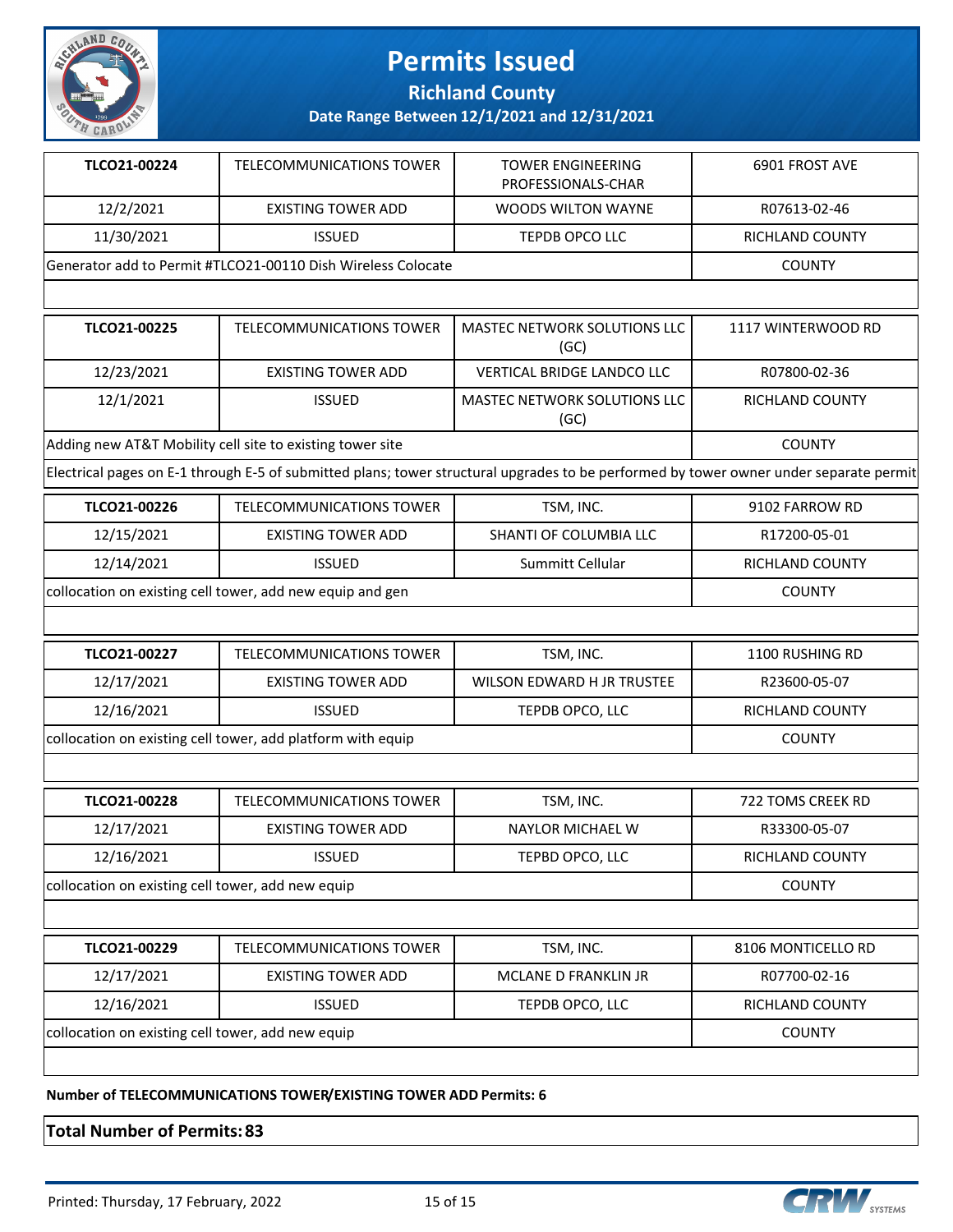# Permits Issued

## Richland County

### Date Range Between 12/1/2021 and 12/31/2021

| | | | |
|---|---|---|---|
| **TLCO21-00224** | TELECOMMUNICATIONS TOWER | TOWER ENGINEERING PROFESSIONALS-CHAR | 6901 FROST AVE |
| 12/2/2021 | EXISTING TOWER ADD | WOODS WILTON WAYNE | R07613-02-46 |
| 11/30/2021 | ISSUED | TEPDB OPCO LLC | RICHLAND COUNTY |
| Generator add to Permit #TLCO21-00110 Dish Wireless Colocate | | | COUNTY |

| | | | |
|---|---|---|---|
| **TLCO21-00225** | TELECOMMUNICATIONS TOWER | MASTEC NETWORK SOLUTIONS LLC (GC) | 1117 WINTERWOOD RD |
| 12/23/2021 | EXISTING TOWER ADD | VERTICAL BRIDGE LANDCO LLC | R07800-02-36 |
| 12/1/2021 | ISSUED | MASTEC NETWORK SOLUTIONS LLC (GC) | RICHLAND COUNTY |
| Adding new AT&T Mobility cell site to existing tower site | | | COUNTY |
| Electrical pages on E-1 through E-5 of submitted plans; tower structural upgrades to be performed by tower owner under separate permit | | | |

| | | | |
|---|---|---|---|
| **TLCO21-00226** | TELECOMMUNICATIONS TOWER | TSM, INC. | 9102 FARROW RD |
| 12/15/2021 | EXISTING TOWER ADD | SHANTI OF COLUMBIA LLC | R17200-05-01 |
| 12/14/2021 | ISSUED | Summitt Cellular | RICHLAND COUNTY |
| collocation on existing cell tower, add new equip and gen | | | COUNTY |

| | | | |
|---|---|---|---|
| **TLCO21-00227** | TELECOMMUNICATIONS TOWER | TSM, INC. | 1100 RUSHING RD |
| 12/17/2021 | EXISTING TOWER ADD | WILSON EDWARD H JR TRUSTEE | R23600-05-07 |
| 12/16/2021 | ISSUED | TEPDB OPCO, LLC | RICHLAND COUNTY |
| collocation on existing cell tower, add platform with equip | | | COUNTY |

| | | | |
|---|---|---|---|
| **TLCO21-00228** | TELECOMMUNICATIONS TOWER | TSM, INC. | 722 TOMS CREEK RD |
| 12/17/2021 | EXISTING TOWER ADD | NAYLOR MICHAEL W | R33300-05-07 |
| 12/16/2021 | ISSUED | TEPBD OPCO, LLC | RICHLAND COUNTY |
| collocation on existing cell tower, add new equip | | | COUNTY |

| | | | |
|---|---|---|---|
| **TLCO21-00229** | TELECOMMUNICATIONS TOWER | TSM, INC. | 8106 MONTICELLO RD |
| 12/17/2021 | EXISTING TOWER ADD | MCLANE D FRANKLIN JR | R07700-02-16 |
| 12/16/2021 | ISSUED | TEPDB OPCO, LLC | RICHLAND COUNTY |
| collocation on existing cell tower, add new equip | | | COUNTY |

**Number of TELECOMMUNICATIONS TOWER/EXISTING TOWER ADD Permits: 6**

**Total Number of Permits: 83**

Printed: Thursday, 17 February, 2022